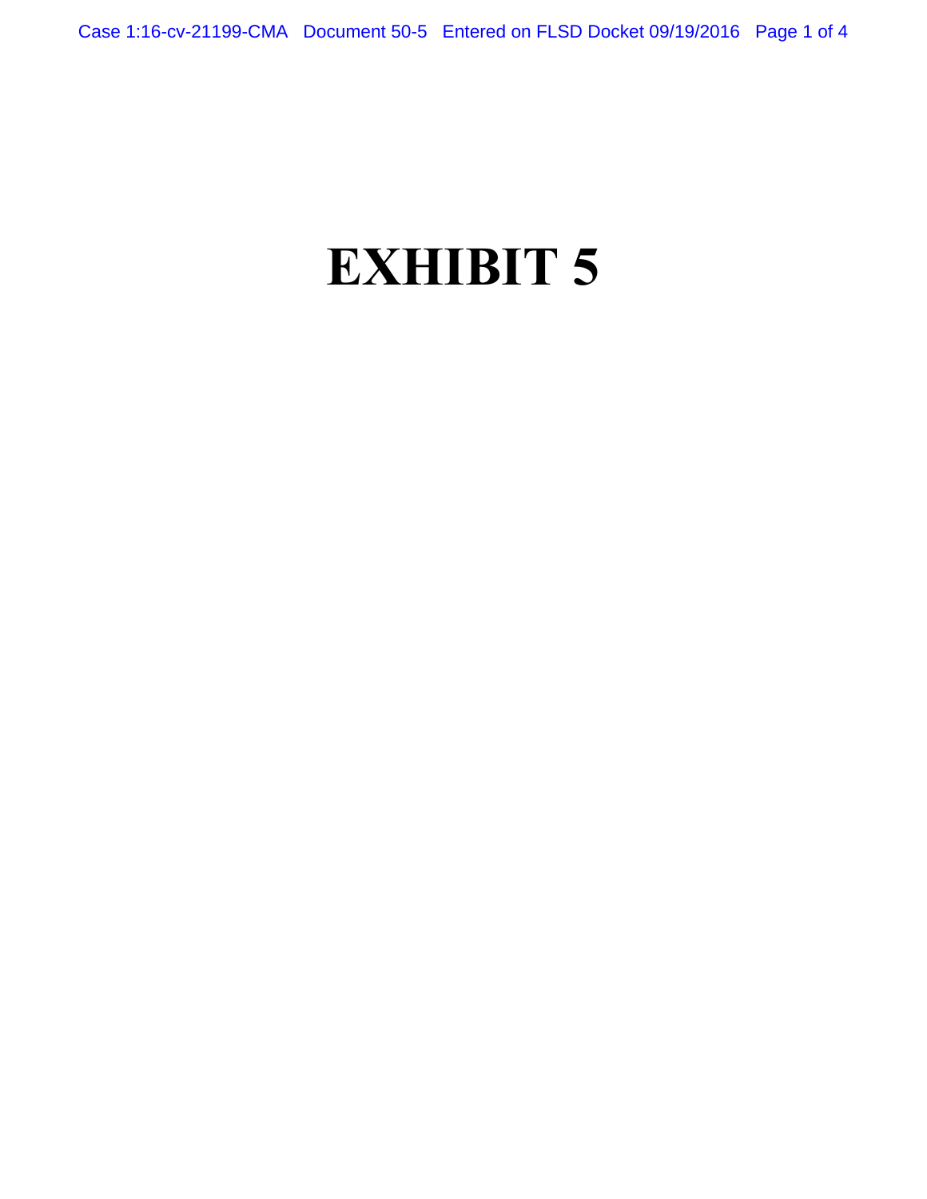# EXHIBIT 5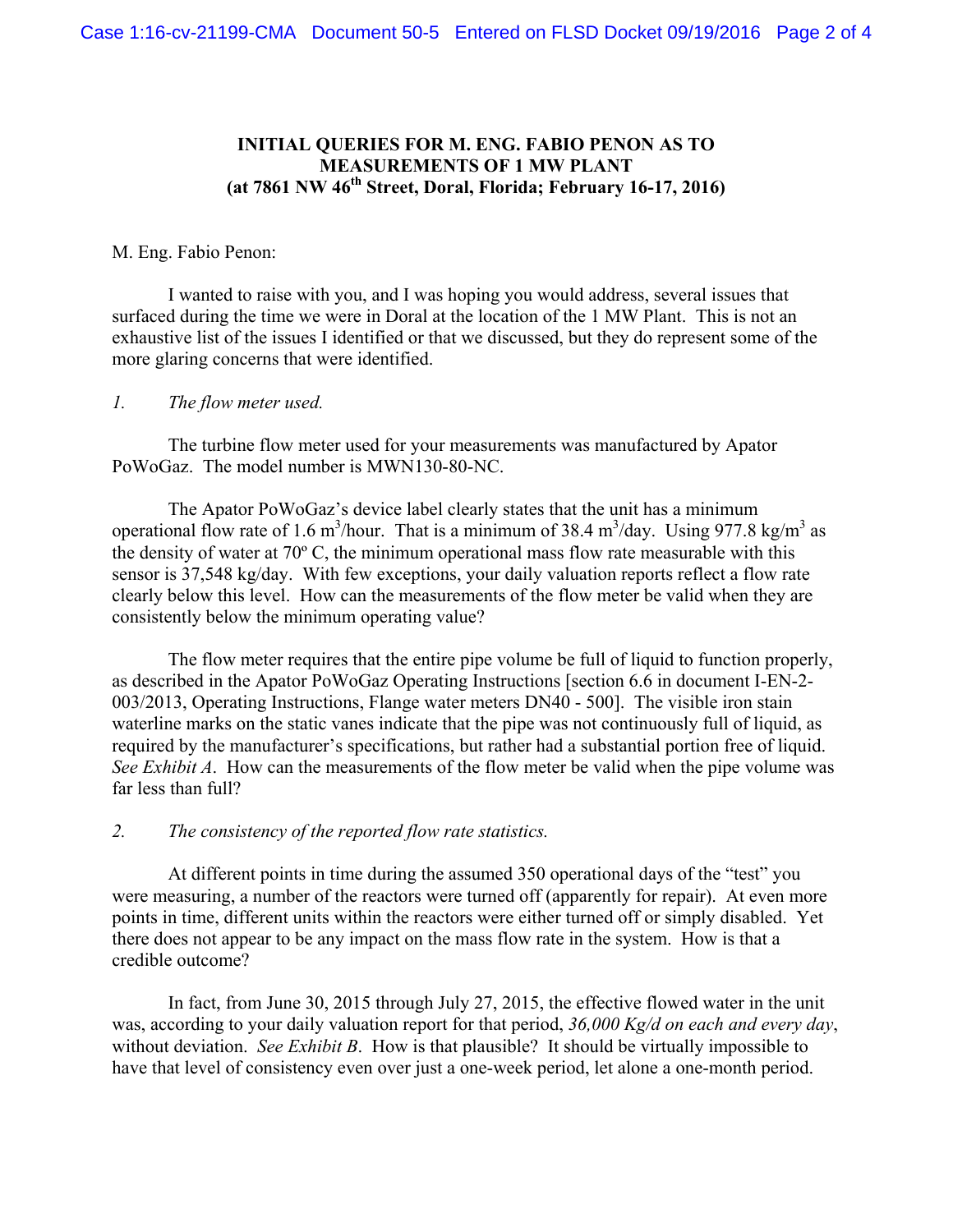# INITIAL QUERIES FOR M. ENG. FABIO PENON AS TO MEASUREMENTS OF 1 MW PLANT
## (at 7861 NW 46th Street, Doral, Florida; February 16-17, 2016)

M. Eng. Fabio Penon:

I wanted to raise with you, and I was hoping you would address, several issues that surfaced during the time we were in Doral at the location of the 1 MW Plant. This is not an exhaustive list of the issues I identified or that we discussed, but they do represent some of the more glaring concerns that were identified.

*1. The flow meter used.*

The turbine flow meter used for your measurements was manufactured by Apator PoWoGaz. The model number is MWN130-80-NC.

The Apator PoWoGaz's device label clearly states that the unit has a minimum operational flow rate of 1.6 $m^3$/hour. That is a minimum of 38.4 $m^3$/day. Using 977.8 kg/$m^3$ as the density of water at 70º C, the minimum operational mass flow rate measurable with this sensor is 37,548 kg/day. With few exceptions, your daily valuation reports reflect a flow rate clearly below this level. How can the measurements of the flow meter be valid when they are consistently below the minimum operating value?

The flow meter requires that the entire pipe volume be full of liquid to function properly, as described in the Apator PoWoGaz Operating Instructions [section 6.6 in document I-EN-2-003/2013, Operating Instructions, Flange water meters DN40 - 500]. The visible iron stain waterline marks on the static vanes indicate that the pipe was not continuously full of liquid, as required by the manufacturer's specifications, but rather had a substantial portion free of liquid. *See Exhibit A*. How can the measurements of the flow meter be valid when the pipe volume was far less than full?

*2. The consistency of the reported flow rate statistics.*

At different points in time during the assumed 350 operational days of the "test" you were measuring, a number of the reactors were turned off (apparently for repair). At even more points in time, different units within the reactors were either turned off or simply disabled. Yet there does not appear to be any impact on the mass flow rate in the system. How is that a credible outcome?

In fact, from June 30, 2015 through July 27, 2015, the effective flowed water in the unit was, according to your daily valuation report for that period, *36,000 Kg/d on each and every day*, without deviation. *See Exhibit B*. How is that plausible? It should be virtually impossible to have that level of consistency even over just a one-week period, let alone a one-month period.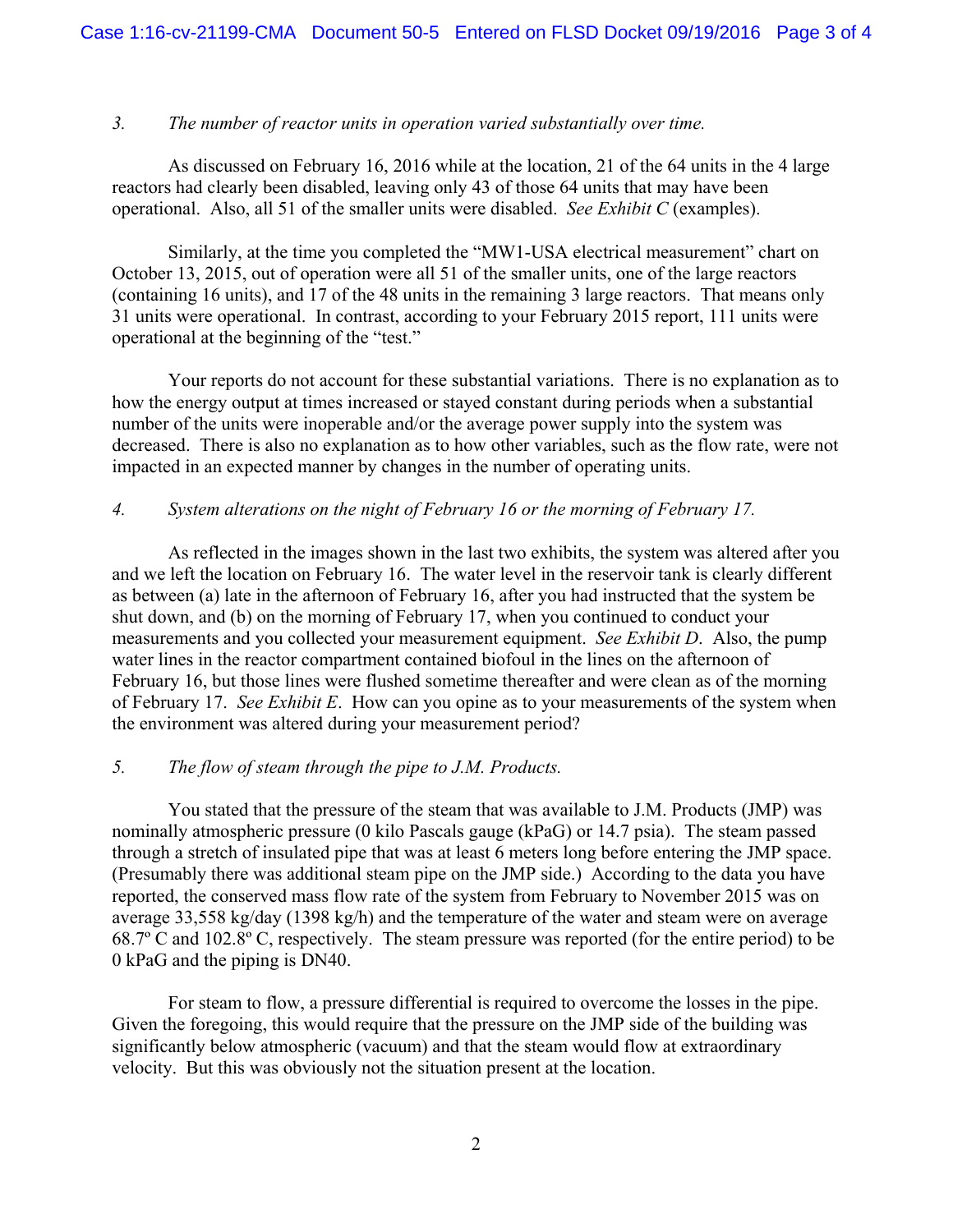3. *The number of reactor units in operation varied substantially over time.*

As discussed on February 16, 2016 while at the location, 21 of the 64 units in the 4 large reactors had clearly been disabled, leaving only 43 of those 64 units that may have been operational. Also, all 51 of the smaller units were disabled. *See Exhibit C* (examples).

Similarly, at the time you completed the "MW1-USA electrical measurement" chart on October 13, 2015, out of operation were all 51 of the smaller units, one of the large reactors (containing 16 units), and 17 of the 48 units in the remaining 3 large reactors. That means only 31 units were operational. In contrast, according to your February 2015 report, 111 units were operational at the beginning of the "test."

Your reports do not account for these substantial variations. There is no explanation as to how the energy output at times increased or stayed constant during periods when a substantial number of the units were inoperable and/or the average power supply into the system was decreased. There is also no explanation as to how other variables, such as the flow rate, were not impacted in an expected manner by changes in the number of operating units.

4. *System alterations on the night of February 16 or the morning of February 17.*

As reflected in the images shown in the last two exhibits, the system was altered after you and we left the location on February 16. The water level in the reservoir tank is clearly different as between (a) late in the afternoon of February 16, after you had instructed that the system be shut down, and (b) on the morning of February 17, when you continued to conduct your measurements and you collected your measurement equipment. *See Exhibit D*. Also, the pump water lines in the reactor compartment contained biofoul in the lines on the afternoon of February 16, but those lines were flushed sometime thereafter and were clean as of the morning of February 17. *See Exhibit E*. How can you opine as to your measurements of the system when the environment was altered during your measurement period?

5. *The flow of steam through the pipe to J.M. Products.*

You stated that the pressure of the steam that was available to J.M. Products (JMP) was nominally atmospheric pressure (0 kilo Pascals gauge (kPaG) or 14.7 psia). The steam passed through a stretch of insulated pipe that was at least 6 meters long before entering the JMP space. (Presumably there was additional steam pipe on the JMP side.) According to the data you have reported, the conserved mass flow rate of the system from February to November 2015 was on average 33,558 kg/day (1398 kg/h) and the temperature of the water and steam were on average 68.7º C and 102.8º C, respectively. The steam pressure was reported (for the entire period) to be 0 kPaG and the piping is DN40.

For steam to flow, a pressure differential is required to overcome the losses in the pipe. Given the foregoing, this would require that the pressure on the JMP side of the building was significantly below atmospheric (vacuum) and that the steam would flow at extraordinary velocity. But this was obviously not the situation present at the location.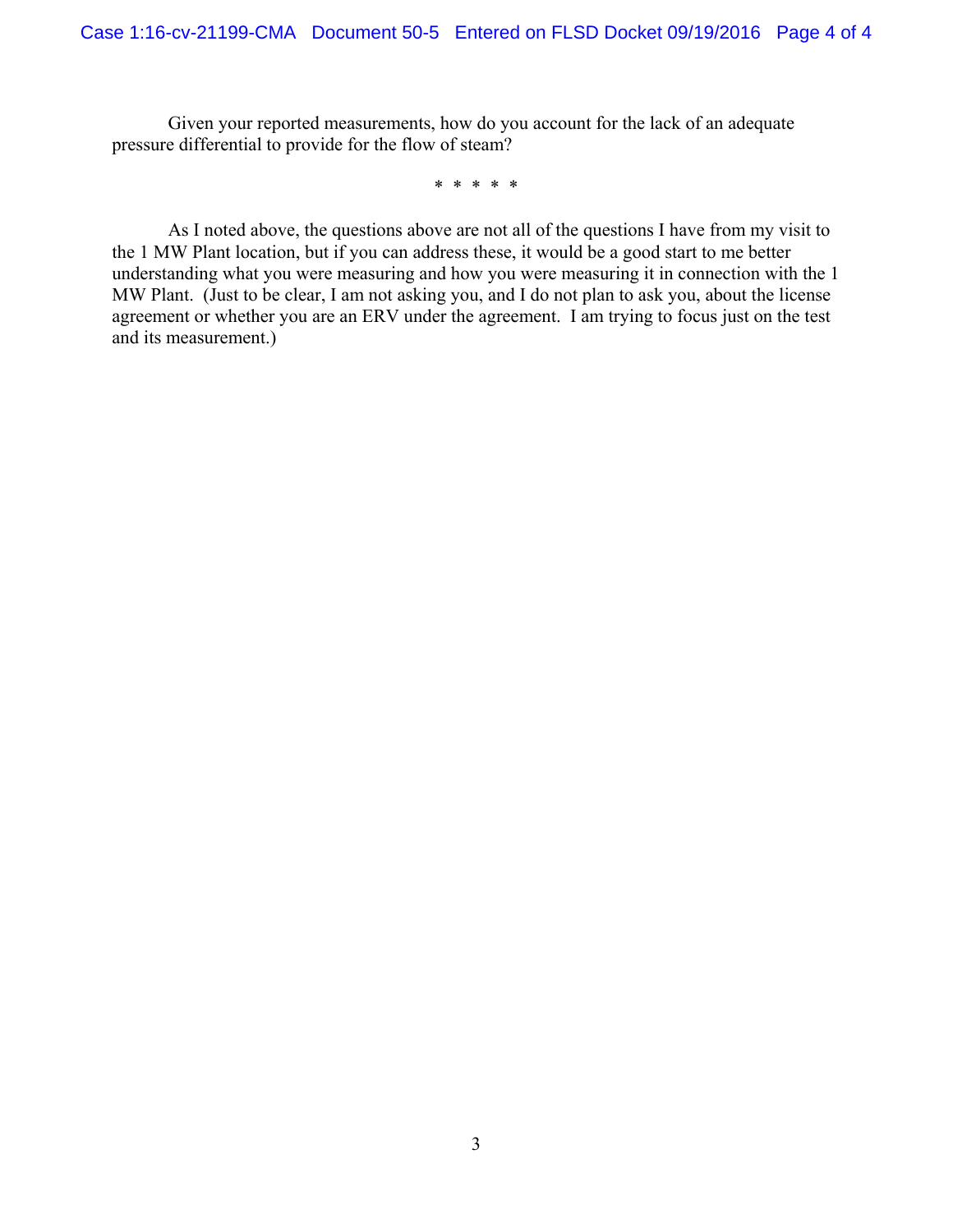Given your reported measurements, how do you account for the lack of an adequate pressure differential to provide for the flow of steam?

\* \* \* \* \*

As I noted above, the questions above are not all of the questions I have from my visit to the 1 MW Plant location, but if you can address these, it would be a good start to me better understanding what you were measuring and how you were measuring it in connection with the 1 MW Plant. (Just to be clear, I am not asking you, and I do not plan to ask you, about the license agreement or whether you are an ERV under the agreement. I am trying to focus just on the test and its measurement.)